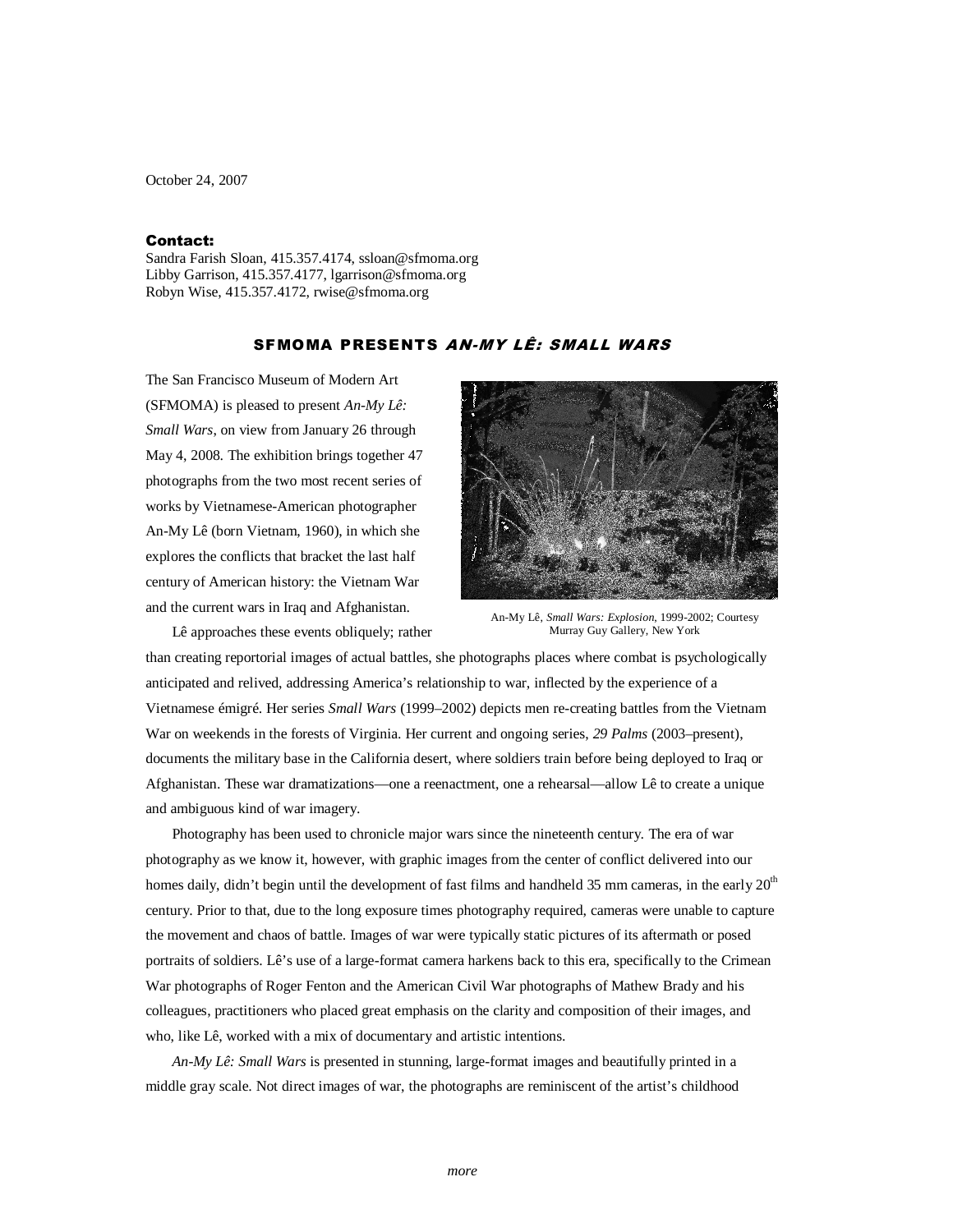October 24, 2007

**Contact:**
Sandra Farish Sloan, 415.357.4174, ssloan@sfmoma.org
Libby Garrison, 415.357.4177, lgarrison@sfmoma.org
Robyn Wise, 415.357.4172, rwise@sfmoma.org

## SFMOMA PRESENTS *AN-MY LÊ: SMALL WARS*

The San Francisco Museum of Modern Art (SFMOMA) is pleased to present *An-My Lê: Small Wars*, on view from January 26 through May 4, 2008. The exhibition brings together 47 photographs from the two most recent series of works by Vietnamese-American photographer An-My Lê (born Vietnam, 1960), in which she explores the conflicts that bracket the last half century of American history: the Vietnam War and the current wars in Iraq and Afghanistan.

An-My Lê, *Small Wars: Explosion*, 1999-2002; Courtesy Murray Guy Gallery, New York

Lê approaches these events obliquely; rather than creating reportorial images of actual battles, she photographs places where combat is psychologically anticipated and relived, addressing America's relationship to war, inflected by the experience of a Vietnamese émigré. Her series *Small Wars* (1999–2002) depicts men re-creating battles from the Vietnam War on weekends in the forests of Virginia. Her current and ongoing series, *29 Palms* (2003–present), documents the military base in the California desert, where soldiers train before being deployed to Iraq or Afghanistan. These war dramatizations—one a reenactment, one a rehearsal—allow Lê to create a unique and ambiguous kind of war imagery.

Photography has been used to chronicle major wars since the nineteenth century. The era of war photography as we know it, however, with graphic images from the center of conflict delivered into our homes daily, didn't begin until the development of fast films and handheld 35 mm cameras, in the early 20th century. Prior to that, due to the long exposure times photography required, cameras were unable to capture the movement and chaos of battle. Images of war were typically static pictures of its aftermath or posed portraits of soldiers. Lê's use of a large-format camera harkens back to this era, specifically to the Crimean War photographs of Roger Fenton and the American Civil War photographs of Mathew Brady and his colleagues, practitioners who placed great emphasis on the clarity and composition of their images, and who, like Lê, worked with a mix of documentary and artistic intentions.

*An-My Lê: Small Wars* is presented in stunning, large-format images and beautifully printed in a middle gray scale. Not direct images of war, the photographs are reminiscent of the artist's childhood

*more*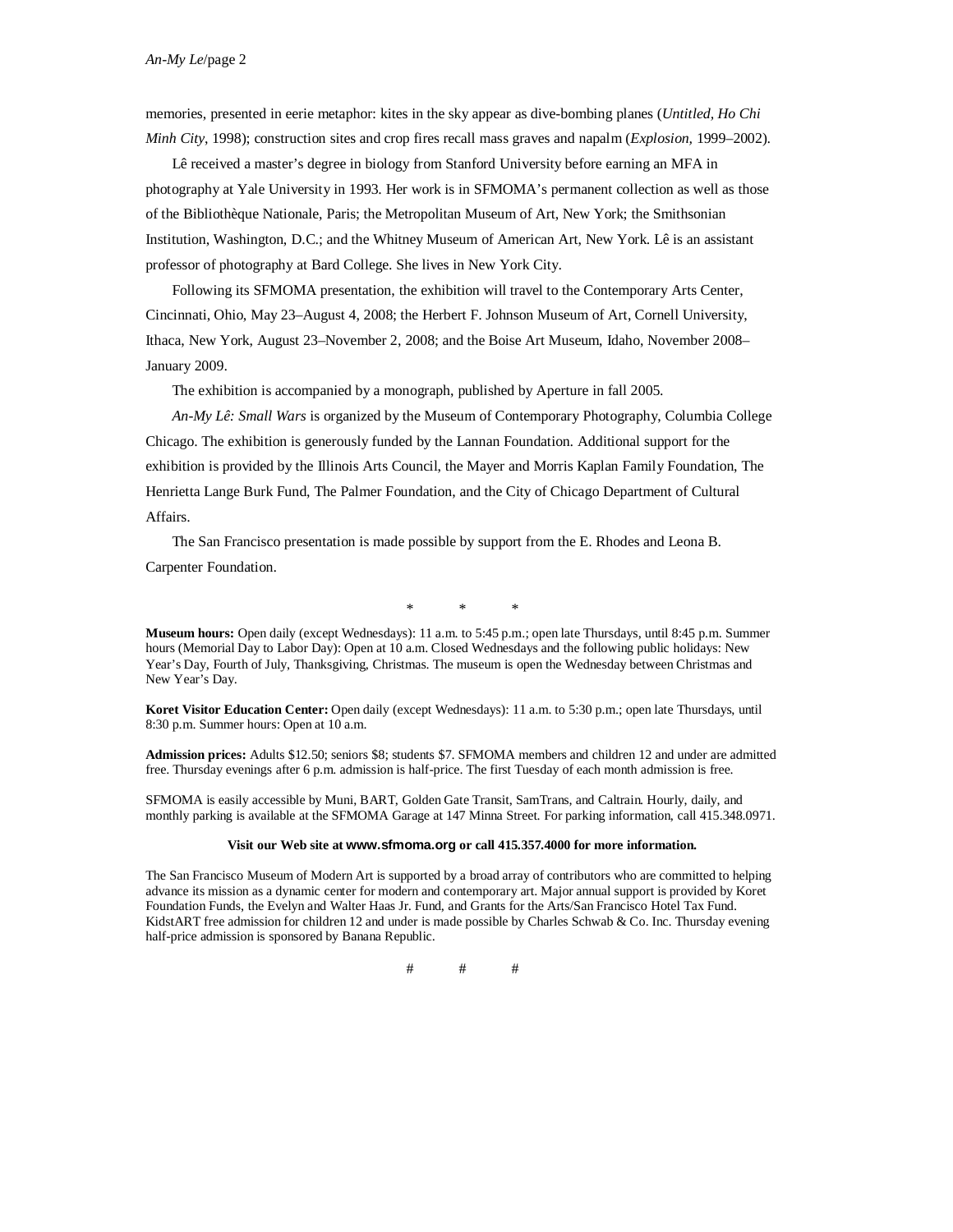memories, presented in eerie metaphor: kites in the sky appear as dive-bombing planes (*Untitled, Ho Chi Minh City*, 1998); construction sites and crop fires recall mass graves and napalm (*Explosion,* 1999–2002).

Lê received a master's degree in biology from Stanford University before earning an MFA in photography at Yale University in 1993. Her work is in SFMOMA's permanent collection as well as those of the Bibliothèque Nationale, Paris; the Metropolitan Museum of Art, New York; the Smithsonian Institution, Washington, D.C.; and the Whitney Museum of American Art, New York. Lê is an assistant professor of photography at Bard College. She lives in New York City.

Following its SFMOMA presentation, the exhibition will travel to the Contemporary Arts Center, Cincinnati, Ohio, May 23–August 4, 2008; the Herbert F. Johnson Museum of Art, Cornell University, Ithaca, New York, August 23–November 2, 2008; and the Boise Art Museum, Idaho, November 2008–January 2009.

The exhibition is accompanied by a monograph, published by Aperture in fall 2005.

*An-My Lê: Small Wars* is organized by the Museum of Contemporary Photography, Columbia College Chicago. The exhibition is generously funded by the Lannan Foundation. Additional support for the exhibition is provided by the Illinois Arts Council, the Mayer and Morris Kaplan Family Foundation, The Henrietta Lange Burk Fund, The Palmer Foundation, and the City of Chicago Department of Cultural Affairs.

The San Francisco presentation is made possible by support from the E. Rhodes and Leona B. Carpenter Foundation.

\*     \*     \*

**Museum hours:** Open daily (except Wednesdays): 11 a.m. to 5:45 p.m.; open late Thursdays, until 8:45 p.m. Summer hours (Memorial Day to Labor Day): Open at 10 a.m. Closed Wednesdays and the following public holidays: New Year's Day, Fourth of July, Thanksgiving, Christmas. The museum is open the Wednesday between Christmas and New Year's Day.

**Koret Visitor Education Center:** Open daily (except Wednesdays): 11 a.m. to 5:30 p.m.; open late Thursdays, until 8:30 p.m. Summer hours: Open at 10 a.m.

**Admission prices:** Adults $12.50; seniors $8; students $7. SFMOMA members and children 12 and under are admitted free. Thursday evenings after 6 p.m. admission is half-price. The first Tuesday of each month admission is free.

SFMOMA is easily accessible by Muni, BART, Golden Gate Transit, SamTrans, and Caltrain. Hourly, daily, and monthly parking is available at the SFMOMA Garage at 147 Minna Street. For parking information, call 415.348.0971.

**Visit our Web site at www.sfmoma.org or call 415.357.4000 for more information.**

The San Francisco Museum of Modern Art is supported by a broad array of contributors who are committed to helping advance its mission as a dynamic center for modern and contemporary art. Major annual support is provided by Koret Foundation Funds, the Evelyn and Walter Haas Jr. Fund, and Grants for the Arts/San Francisco Hotel Tax Fund. KidstART free admission for children 12 and under is made possible by Charles Schwab & Co. Inc. Thursday evening half-price admission is sponsored by Banana Republic.

#     #     #